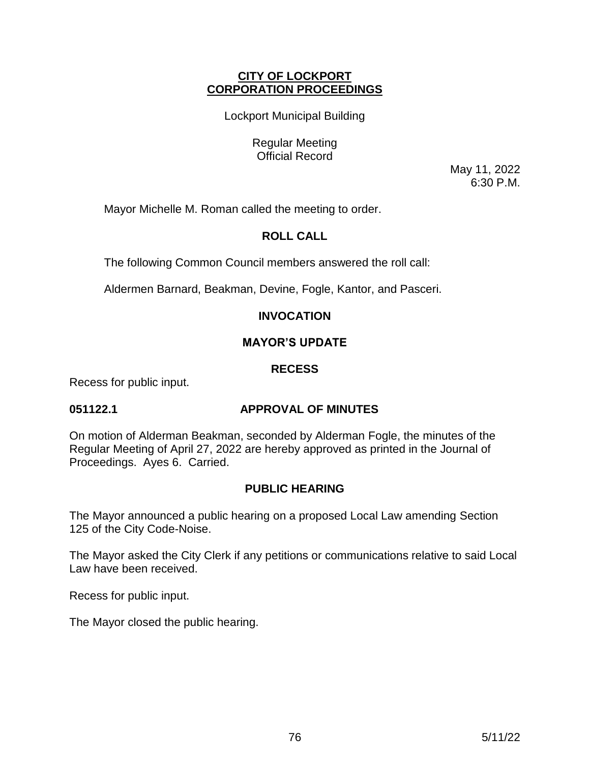**CITY OF LOCKPORT**
**CORPORATION PROCEEDINGS**

Lockport Municipal Building

Regular Meeting
Official Record

May 11, 2022
6:30 P.M.

Mayor Michelle M. Roman called the meeting to order.

**ROLL CALL**

The following Common Council members answered the roll call:

Aldermen Barnard, Beakman, Devine, Fogle, Kantor, and Pasceri.

**INVOCATION**

**MAYOR'S UPDATE**

**RECESS**

Recess for public input.

**051122.1 APPROVAL OF MINUTES**

On motion of Alderman Beakman, seconded by Alderman Fogle, the minutes of the Regular Meeting of April 27, 2022 are hereby approved as printed in the Journal of Proceedings. Ayes 6. Carried.

**PUBLIC HEARING**

The Mayor announced a public hearing on a proposed Local Law amending Section 125 of the City Code-Noise.

The Mayor asked the City Clerk if any petitions or communications relative to said Local Law have been received.

Recess for public input.

The Mayor closed the public hearing.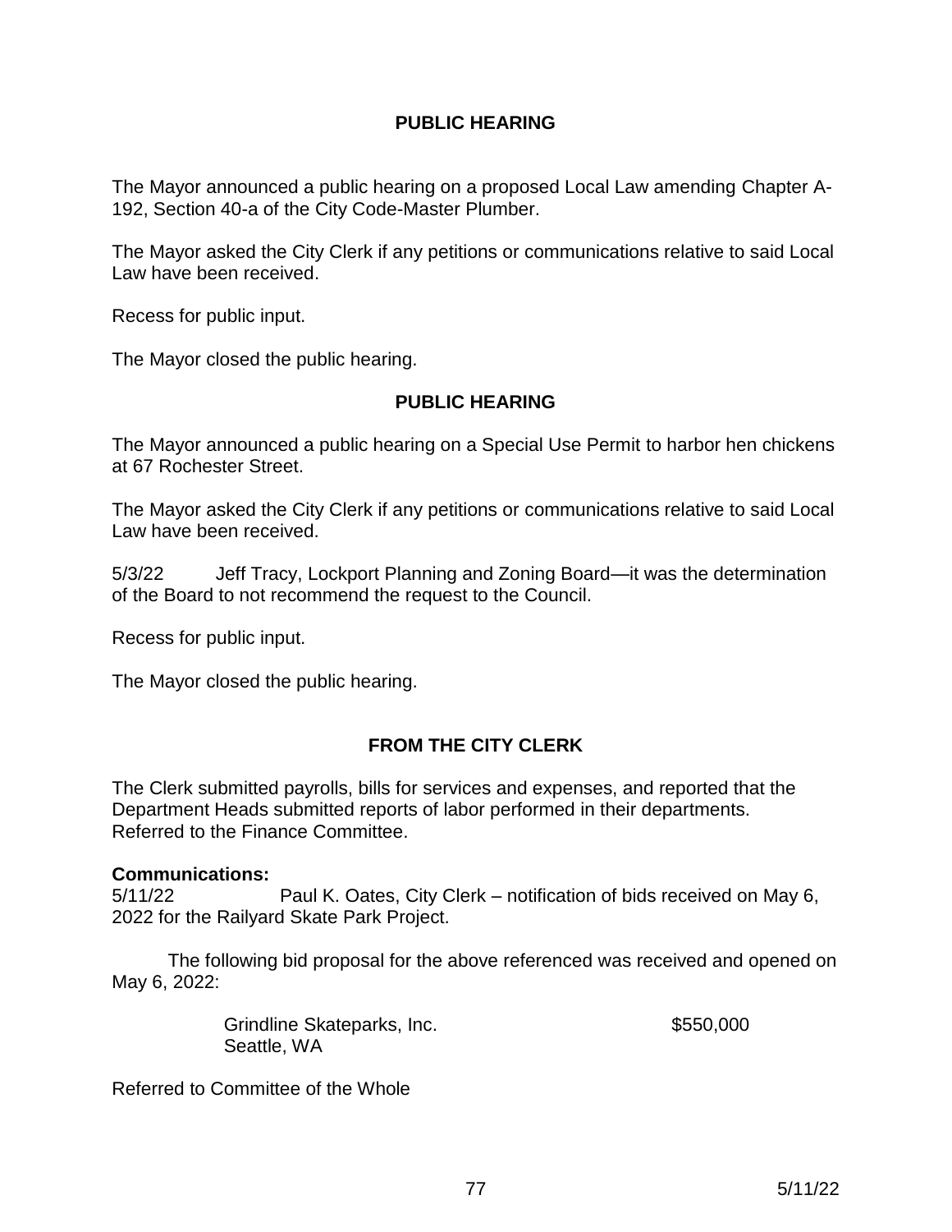## PUBLIC HEARING

The Mayor announced a public hearing on a proposed Local Law amending Chapter A-192, Section 40-a of the City Code-Master Plumber.

The Mayor asked the City Clerk if any petitions or communications relative to said Local Law have been received.

Recess for public input.

The Mayor closed the public hearing.

## PUBLIC HEARING

The Mayor announced a public hearing on a Special Use Permit to harbor hen chickens at 67 Rochester Street.

The Mayor asked the City Clerk if any petitions or communications relative to said Local Law have been received.

5/3/22 Jeff Tracy, Lockport Planning and Zoning Board—it was the determination of the Board to not recommend the request to the Council.

Recess for public input.

The Mayor closed the public hearing.

## FROM THE CITY CLERK

The Clerk submitted payrolls, bills for services and expenses, and reported that the Department Heads submitted reports of labor performed in their departments. Referred to the Finance Committee.

**Communications:**

5/11/22 Paul K. Oates, City Clerk – notification of bids received on May 6, 2022 for the Railyard Skate Park Project.

The following bid proposal for the above referenced was received and opened on May 6, 2022:

| | |
|---|---|
| Grindline Skateparks, Inc.<br>Seattle, WA | $550,000 |

Referred to Committee of the Whole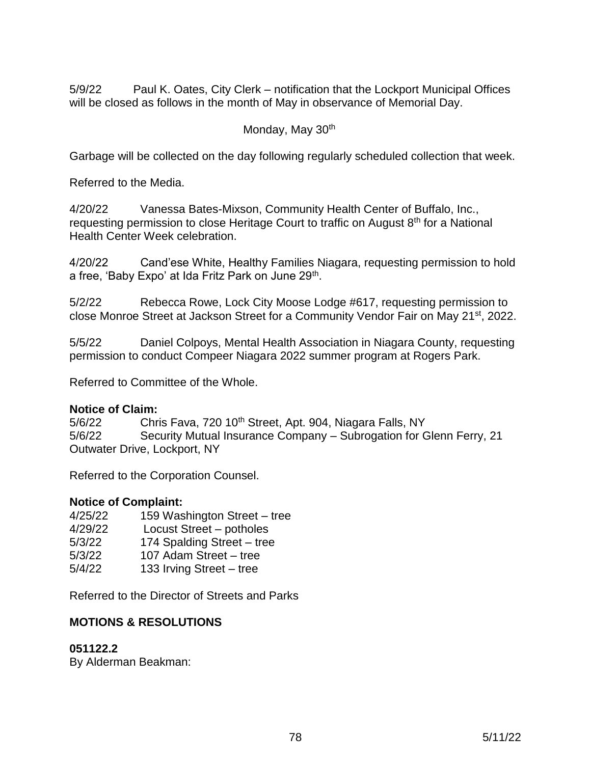5/9/22 Paul K. Oates, City Clerk – notification that the Lockport Municipal Offices will be closed as follows in the month of May in observance of Memorial Day.

Monday, May 30th

Garbage will be collected on the day following regularly scheduled collection that week.

Referred to the Media.

4/20/22 Vanessa Bates-Mixson, Community Health Center of Buffalo, Inc., requesting permission to close Heritage Court to traffic on August 8th for a National Health Center Week celebration.

4/20/22 Cand'ese White, Healthy Families Niagara, requesting permission to hold a free, 'Baby Expo' at Ida Fritz Park on June 29th.

5/2/22 Rebecca Rowe, Lock City Moose Lodge #617, requesting permission to close Monroe Street at Jackson Street for a Community Vendor Fair on May 21st, 2022.

5/5/22 Daniel Colpoys, Mental Health Association in Niagara County, requesting permission to conduct Compeer Niagara 2022 summer program at Rogers Park.

Referred to Committee of the Whole.

**Notice of Claim:**
5/6/22 Chris Fava, 720 10th Street, Apt. 904, Niagara Falls, NY
5/6/22 Security Mutual Insurance Company – Subrogation for Glenn Ferry, 21 Outwater Drive, Lockport, NY

Referred to the Corporation Counsel.

**Notice of Complaint:**
4/25/22 159 Washington Street – tree
4/29/22 Locust Street – potholes
5/3/22 174 Spalding Street – tree
5/3/22 107 Adam Street – tree
5/4/22 133 Irving Street – tree

Referred to the Director of Streets and Parks

**MOTIONS & RESOLUTIONS**

**051122.2**
By Alderman Beakman: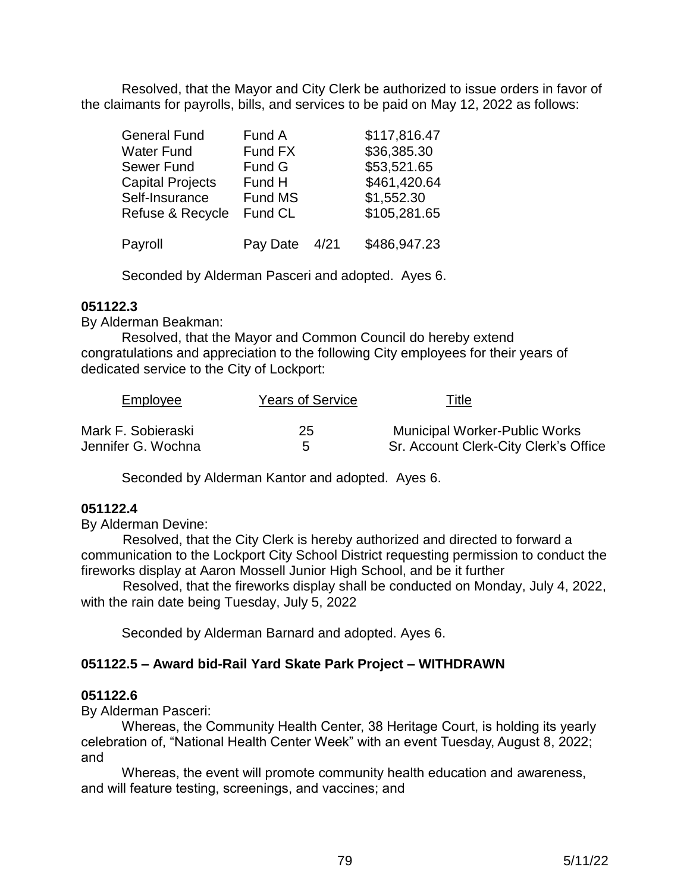Resolved, that the Mayor and City Clerk be authorized to issue orders in favor of the claimants for payrolls, bills, and services to be paid on May 12, 2022 as follows:

| | | |
|---|---|---|
| General Fund | Fund A | $117,816.47 |
| Water Fund | Fund FX | $36,385.30 |
| Sewer Fund | Fund G | $53,521.65 |
| Capital Projects | Fund H | $461,420.64 |
| Self-Insurance | Fund MS | $1,552.30 |
| Refuse & Recycle | Fund CL | $105,281.65 |
| Payroll | Pay Date 4/21 | $486,947.23 |

Seconded by Alderman Pasceri and adopted. Ayes 6.

**051122.3**

By Alderman Beakman:

Resolved, that the Mayor and Common Council do hereby extend congratulations and appreciation to the following City employees for their years of dedicated service to the City of Lockport:

| Employee | Years of Service | Title |
|---|---|---|
| Mark F. Sobieraski | 25 | Municipal Worker-Public Works |
| Jennifer G. Wochna | 5 | Sr. Account Clerk-City Clerk's Office |

Seconded by Alderman Kantor and adopted. Ayes 6.

**051122.4**

By Alderman Devine:

Resolved, that the City Clerk is hereby authorized and directed to forward a communication to the Lockport City School District requesting permission to conduct the fireworks display at Aaron Mossell Junior High School, and be it further

Resolved, that the fireworks display shall be conducted on Monday, July 4, 2022, with the rain date being Tuesday, July 5, 2022

Seconded by Alderman Barnard and adopted. Ayes 6.

**051122.5 – Award bid-Rail Yard Skate Park Project – WITHDRAWN**

**051122.6**

By Alderman Pasceri:

Whereas, the Community Health Center, 38 Heritage Court, is holding its yearly celebration of, "National Health Center Week" with an event Tuesday, August 8, 2022; and

Whereas, the event will promote community health education and awareness, and will feature testing, screenings, and vaccines; and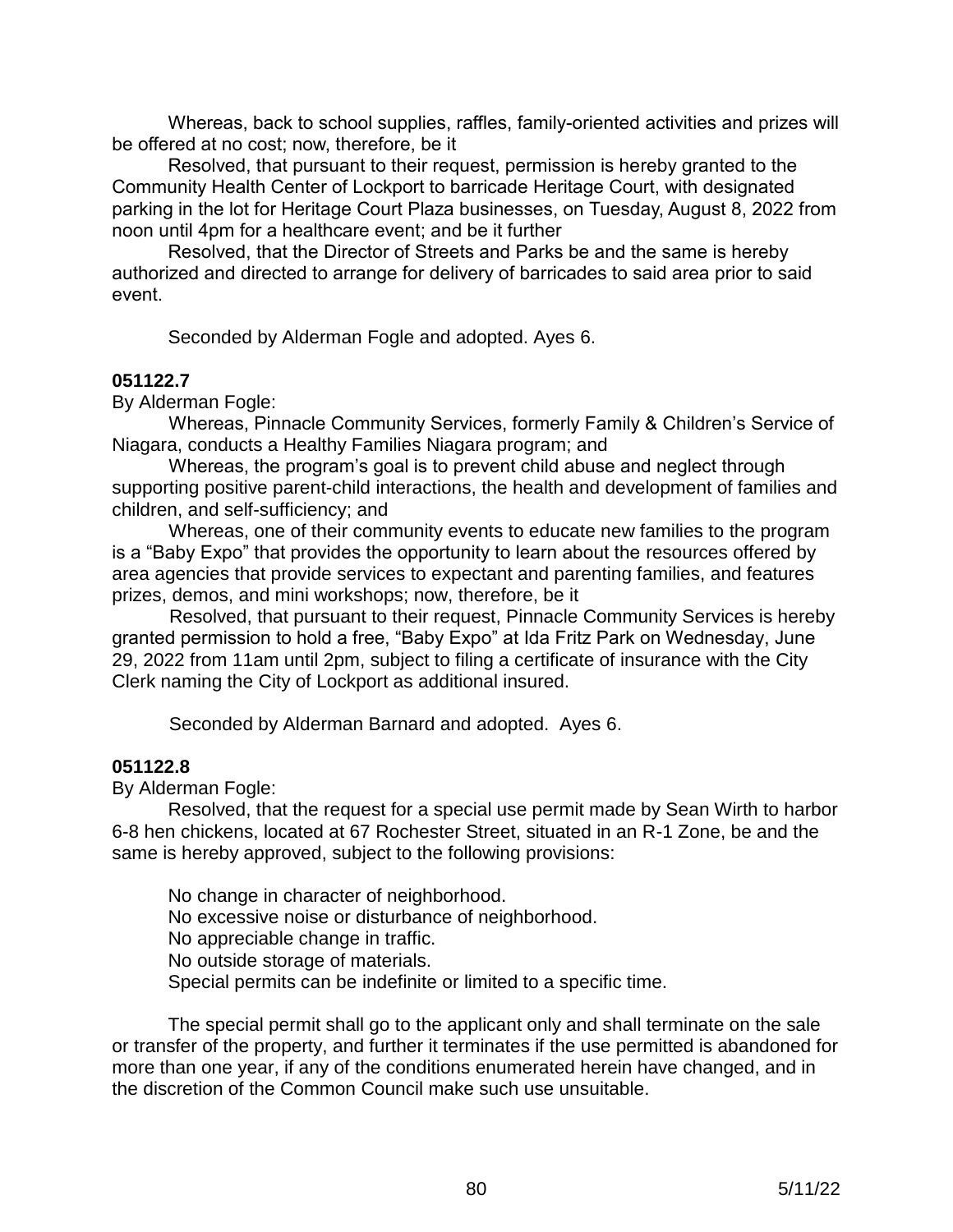Whereas, back to school supplies, raffles, family-oriented activities and prizes will be offered at no cost; now, therefore, be it

Resolved, that pursuant to their request, permission is hereby granted to the Community Health Center of Lockport to barricade Heritage Court, with designated parking in the lot for Heritage Court Plaza businesses, on Tuesday, August 8, 2022 from noon until 4pm for a healthcare event; and be it further

Resolved, that the Director of Streets and Parks be and the same is hereby authorized and directed to arrange for delivery of barricades to said area prior to said event.

Seconded by Alderman Fogle and adopted. Ayes 6.

**051122.7**

By Alderman Fogle:

Whereas, Pinnacle Community Services, formerly Family & Children's Service of Niagara, conducts a Healthy Families Niagara program; and

Whereas, the program's goal is to prevent child abuse and neglect through supporting positive parent-child interactions, the health and development of families and children, and self-sufficiency; and

Whereas, one of their community events to educate new families to the program is a "Baby Expo" that provides the opportunity to learn about the resources offered by area agencies that provide services to expectant and parenting families, and features prizes, demos, and mini workshops; now, therefore, be it

Resolved, that pursuant to their request, Pinnacle Community Services is hereby granted permission to hold a free, "Baby Expo" at Ida Fritz Park on Wednesday, June 29, 2022 from 11am until 2pm, subject to filing a certificate of insurance with the City Clerk naming the City of Lockport as additional insured.

Seconded by Alderman Barnard and adopted. Ayes 6.

**051122.8**

By Alderman Fogle:

Resolved, that the request for a special use permit made by Sean Wirth to harbor 6-8 hen chickens, located at 67 Rochester Street, situated in an R-1 Zone, be and the same is hereby approved, subject to the following provisions:

No change in character of neighborhood.  
No excessive noise or disturbance of neighborhood.  
No appreciable change in traffic.  
No outside storage of materials.  
Special permits can be indefinite or limited to a specific time.

The special permit shall go to the applicant only and shall terminate on the sale or transfer of the property, and further it terminates if the use permitted is abandoned for more than one year, if any of the conditions enumerated herein have changed, and in the discretion of the Common Council make such use unsuitable.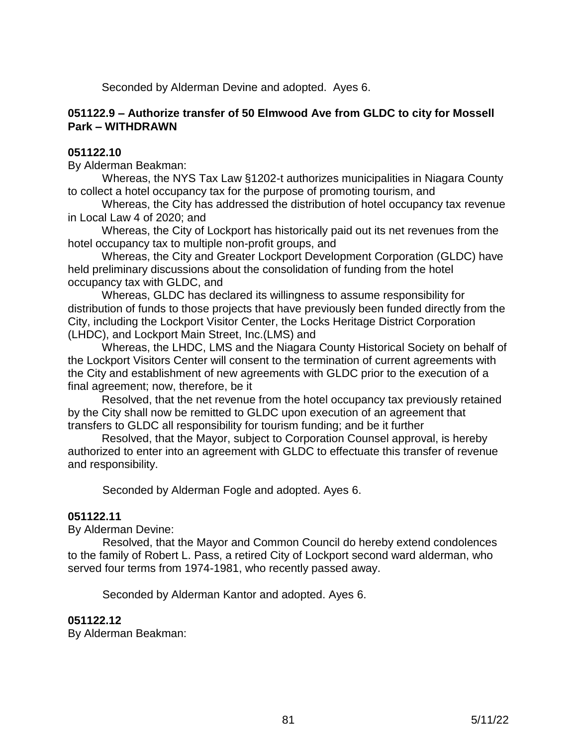Seconded by Alderman Devine and adopted. Ayes 6.

**051122.9 – Authorize transfer of 50 Elmwood Ave from GLDC to city for Mossell Park – WITHDRAWN**

**051122.10**

By Alderman Beakman:

Whereas, the NYS Tax Law §1202-t authorizes municipalities in Niagara County to collect a hotel occupancy tax for the purpose of promoting tourism, and

Whereas, the City has addressed the distribution of hotel occupancy tax revenue in Local Law 4 of 2020; and

Whereas, the City of Lockport has historically paid out its net revenues from the hotel occupancy tax to multiple non-profit groups, and

Whereas, the City and Greater Lockport Development Corporation (GLDC) have held preliminary discussions about the consolidation of funding from the hotel occupancy tax with GLDC, and

Whereas, GLDC has declared its willingness to assume responsibility for distribution of funds to those projects that have previously been funded directly from the City, including the Lockport Visitor Center, the Locks Heritage District Corporation (LHDC), and Lockport Main Street, Inc.(LMS) and

Whereas, the LHDC, LMS and the Niagara County Historical Society on behalf of the Lockport Visitors Center will consent to the termination of current agreements with the City and establishment of new agreements with GLDC prior to the execution of a final agreement; now, therefore, be it

Resolved, that the net revenue from the hotel occupancy tax previously retained by the City shall now be remitted to GLDC upon execution of an agreement that transfers to GLDC all responsibility for tourism funding; and be it further

Resolved, that the Mayor, subject to Corporation Counsel approval, is hereby authorized to enter into an agreement with GLDC to effectuate this transfer of revenue and responsibility.

Seconded by Alderman Fogle and adopted. Ayes 6.

**051122.11**

By Alderman Devine:

Resolved, that the Mayor and Common Council do hereby extend condolences to the family of Robert L. Pass, a retired City of Lockport second ward alderman, who served four terms from 1974-1981, who recently passed away.

Seconded by Alderman Kantor and adopted. Ayes 6.

**051122.12**

By Alderman Beakman: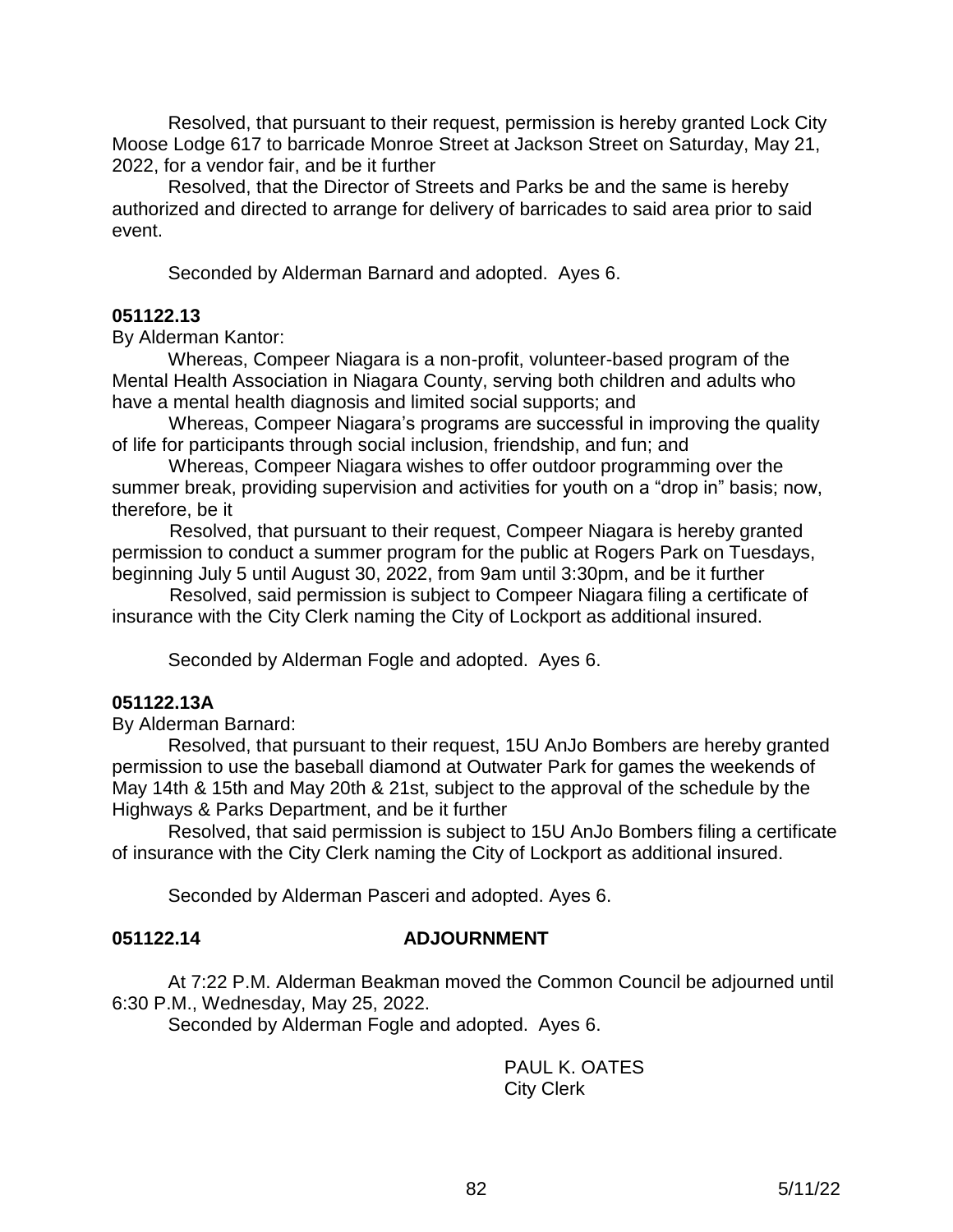Resolved, that pursuant to their request, permission is hereby granted Lock City Moose Lodge 617 to barricade Monroe Street at Jackson Street on Saturday, May 21, 2022, for a vendor fair, and be it further

Resolved, that the Director of Streets and Parks be and the same is hereby authorized and directed to arrange for delivery of barricades to said area prior to said event.

Seconded by Alderman Barnard and adopted. Ayes 6.

**051122.13**

By Alderman Kantor:

Whereas, Compeer Niagara is a non-profit, volunteer-based program of the Mental Health Association in Niagara County, serving both children and adults who have a mental health diagnosis and limited social supports; and

Whereas, Compeer Niagara's programs are successful in improving the quality of life for participants through social inclusion, friendship, and fun; and

Whereas, Compeer Niagara wishes to offer outdoor programming over the summer break, providing supervision and activities for youth on a "drop in" basis; now, therefore, be it

Resolved, that pursuant to their request, Compeer Niagara is hereby granted permission to conduct a summer program for the public at Rogers Park on Tuesdays, beginning July 5 until August 30, 2022, from 9am until 3:30pm, and be it further

Resolved, said permission is subject to Compeer Niagara filing a certificate of insurance with the City Clerk naming the City of Lockport as additional insured.

Seconded by Alderman Fogle and adopted. Ayes 6.

**051122.13A**

By Alderman Barnard:

Resolved, that pursuant to their request, 15U AnJo Bombers are hereby granted permission to use the baseball diamond at Outwater Park for games the weekends of May 14th & 15th and May 20th & 21st, subject to the approval of the schedule by the Highways & Parks Department, and be it further

Resolved, that said permission is subject to 15U AnJo Bombers filing a certificate of insurance with the City Clerk naming the City of Lockport as additional insured.

Seconded by Alderman Pasceri and adopted. Ayes 6.

**051122.14 ADJOURNMENT**

At 7:22 P.M. Alderman Beakman moved the Common Council be adjourned until 6:30 P.M., Wednesday, May 25, 2022.

Seconded by Alderman Fogle and adopted. Ayes 6.

PAUL K. OATES
City Clerk